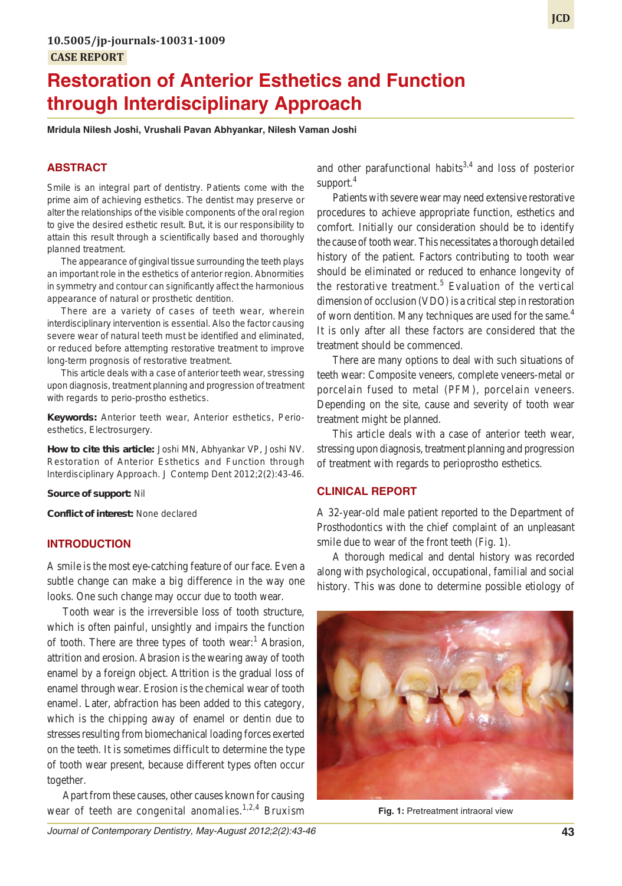10.5005/jp-journals-10031-1009

CASE REPORT

# Restoration of Anterior Esthetics and Function through Interdisciplinary Approach

**Mridula Nilesh Joshi, Vrushali Pavan Abhyankar, Nilesh Vaman Joshi**

## ABSTRACT

Smile is an integral part of dentistry. Patients come with the prime aim of achieving esthetics. The dentist may preserve or alter the relationships of the visible components of the oral region to give the desired esthetic result. But, it is our responsibility to attain this result through a scientifically based and thoroughly planned treatment.

The appearance of gingival tissue surrounding the teeth plays an important role in the esthetics of anterior region. Abnormities in symmetry and contour can significantly affect the harmonious appearance of natural or prosthetic dentition.

There are a variety of cases of teeth wear, wherein interdisciplinary intervention is essential. Also the factor causing severe wear of natural teeth must be identified and eliminated, or reduced before attempting restorative treatment to improve long-term prognosis of restorative treatment.

This article deals with a case of anterior teeth wear, stressing upon diagnosis, treatment planning and progression of treatment with regards to perio-prostho esthetics.

**Keywords:** Anterior teeth wear, Anterior esthetics, Perio-esthetics, Electrosurgery.

**How to cite this article:** Joshi MN, Abhyankar VP, Joshi NV. Restoration of Anterior Esthetics and Function through Interdisciplinary Approach. J Contemp Dent 2012;2(2):43-46.

**Source of support:** Nil

**Conflict of interest:** None declared

## INTRODUCTION

A smile is the most eye-catching feature of our face. Even a subtle change can make a big difference in the way one looks. One such change may occur due to tooth wear.

Tooth wear is the irreversible loss of tooth structure, which is often painful, unsightly and impairs the function of tooth. There are three types of tooth wear:[1] Abrasion, attrition and erosion. Abrasion is the wearing away of tooth enamel by a foreign object. Attrition is the gradual loss of enamel through wear. Erosion is the chemical wear of tooth enamel. Later, abfraction has been added to this category, which is the chipping away of enamel or dentin due to stresses resulting from biomechanical loading forces exerted on the teeth. It is sometimes difficult to determine the type of tooth wear present, because different types often occur together.

Apart from these causes, other causes known for causing wear of teeth are congenital anomalies.[1,2,4] Bruxism and other parafunctional habits[3,4] and loss of posterior support.[4]

Patients with severe wear may need extensive restorative procedures to achieve appropriate function, esthetics and comfort. Initially our consideration should be to identify the cause of tooth wear. This necessitates a thorough detailed history of the patient. Factors contributing to tooth wear should be eliminated or reduced to enhance longevity of the restorative treatment.[5] Evaluation of the vertical dimension of occlusion (VDO) is a critical step in restoration of worn dentition. Many techniques are used for the same.[4] It is only after all these factors are considered that the treatment should be commenced.

There are many options to deal with such situations of teeth wear: Composite veneers, complete veneers-metal or porcelain fused to metal (PFM), porcelain veneers. Depending on the site, cause and severity of tooth wear treatment might be planned.

This article deals with a case of anterior teeth wear, stressing upon diagnosis, treatment planning and progression of treatment with regards to perioprostho esthetics.

## CLINICAL REPORT

A 32-year-old male patient reported to the Department of Prosthodontics with the chief complaint of an unpleasant smile due to wear of the front teeth (Fig. 1).

A thorough medical and dental history was recorded along with psychological, occupational, familial and social history. This was done to determine possible etiology of

**Fig. 1:** Pretreatment intraoral view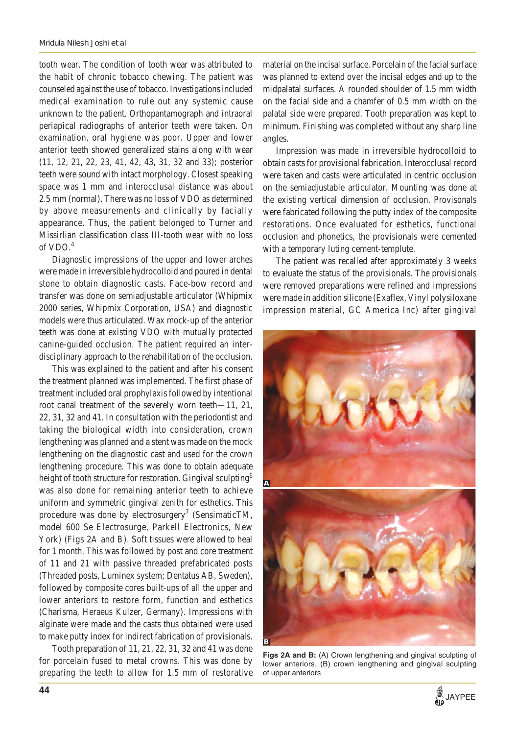tooth wear. The condition of tooth wear was attributed to the habit of chronic tobacco chewing. The patient was counseled against the use of tobacco. Investigations included medical examination to rule out any systemic cause unknown to the patient. Orthopantamograph and intraoral periapical radiographs of anterior teeth were taken. On examination, oral hygiene was poor. Upper and lower anterior teeth showed generalized stains along with wear (11, 12, 21, 22, 23, 41, 42, 43, 31, 32 and 33); posterior teeth were sound with intact morphology. Closest speaking space was 1 mm and interocclusal distance was about 2.5 mm (normal). There was no loss of VDO as determined by above measurements and clinically by facially appearance. Thus, the patient belonged to Turner and Missirlian classification class III-tooth wear with no loss of VDO.[4]

Diagnostic impressions of the upper and lower arches were made in irreversible hydrocolloid and poured in dental stone to obtain diagnostic casts. Face-bow record and transfer was done on semiadjustable articulator (Whipmix 2000 series, Whipmix Corporation, USA) and diagnostic models were thus articulated. Wax mock-up of the anterior teeth was done at existing VDO with mutually protected canine-guided occlusion. The patient required an inter-disciplinary approach to the rehabilitation of the occlusion.

This was explained to the patient and after his consent the treatment planned was implemented. The first phase of treatment included oral prophylaxis followed by intentional root canal treatment of the severely worn teeth—11, 21, 22, 31, 32 and 41. In consultation with the periodontist and taking the biological width into consideration, crown lengthening was planned and a stent was made on the mock lengthening on the diagnostic cast and used for the crown lengthening procedure. This was done to obtain adequate height of tooth structure for restoration. Gingival sculpting[6] was also done for remaining anterior teeth to achieve uniform and symmetric gingival zenith for esthetics. This procedure was done by electrosurgery[7] (SensimaticTM, model 600 Se Electrosurge, Parkell Electronics, New York) (Figs 2A and B). Soft tissues were allowed to heal for 1 month. This was followed by post and core treatment of 11 and 21 with passive threaded prefabricated posts (Threaded posts, Luminex system; Dentatus AB, Sweden), followed by composite cores built-ups of all the upper and lower anteriors to restore form, function and esthetics (Charisma, Heraeus Kulzer, Germany). Impressions with alginate were made and the casts thus obtained were used to make putty index for indirect fabrication of provisionals.

Tooth preparation of 11, 21, 22, 31, 32 and 41 was done for porcelain fused to metal crowns. This was done by preparing the teeth to allow for 1.5 mm of restorative material on the incisal surface. Porcelain of the facial surface was planned to extend over the incisal edges and up to the midpalatal surfaces. A rounded shoulder of 1.5 mm width on the facial side and a chamfer of 0.5 mm width on the palatal side were prepared. Tooth preparation was kept to minimum. Finishing was completed without any sharp line angles.

Impression was made in irreversible hydrocolloid to obtain casts for provisional fabrication. Interocclusal record were taken and casts were articulated in centric occlusion on the semiadjustable articulator. Mounting was done at the existing vertical dimension of occlusion. Provisonals were fabricated following the putty index of the composite restorations. Once evaluated for esthetics, functional occlusion and phonetics, the provisionals were cemented with a temporary luting cement-templute.

The patient was recalled after approximately 3 weeks to evaluate the status of the provisionals. The provisionals were removed preparations were refined and impressions were made in addition silicone (Exaflex, Vinyl polysiloxane impression material, GC America Inc) after gingival

**Figs 2A and B:** (A) Crown lengthening and gingival sculpting of lower anteriors, (B) crown lengthening and gingival sculpting of upper anteriors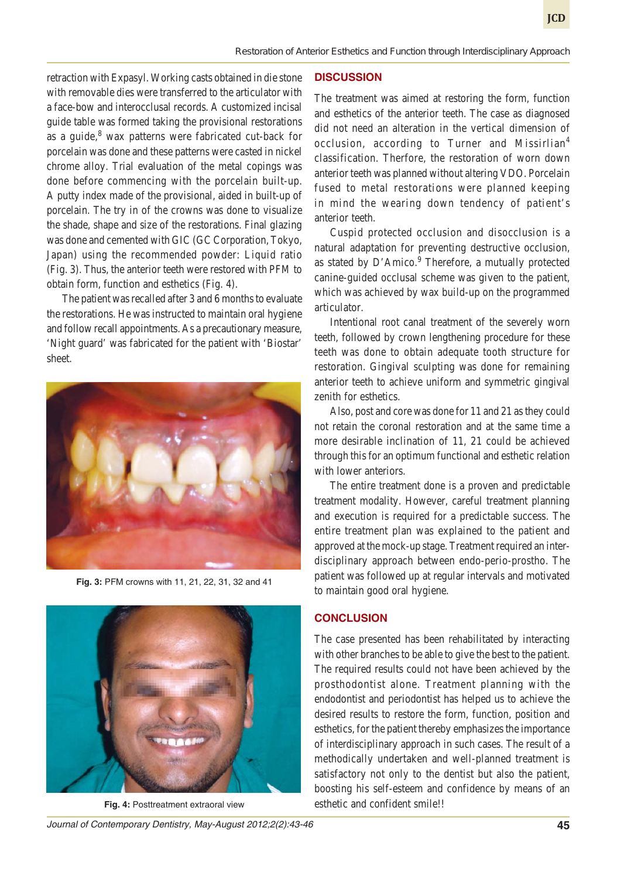retraction with Expasyl. Working casts obtained in die stone with removable dies were transferred to the articulator with a face-bow and interocclusal records. A customized incisal guide table was formed taking the provisional restorations as a guide,[8] wax patterns were fabricated cut-back for porcelain was done and these patterns were casted in nickel chrome alloy. Trial evaluation of the metal copings was done before commencing with the porcelain built-up. A putty index made of the provisional, aided in built-up of porcelain. The try in of the crowns was done to visualize the shade, shape and size of the restorations. Final glazing was done and cemented with GIC (GC Corporation, Tokyo, Japan) using the recommended powder: Liquid ratio (Fig. 3). Thus, the anterior teeth were restored with PFM to obtain form, function and esthetics (Fig. 4).

The patient was recalled after 3 and 6 months to evaluate the restorations. He was instructed to maintain oral hygiene and follow recall appointments. As a precautionary measure, 'Night guard' was fabricated for the patient with 'Biostar' sheet.

**Fig. 3:** PFM crowns with 11, 21, 22, 31, 32 and 41

**Fig. 4:** Posttreatment extraoral view

## DISCUSSION

The treatment was aimed at restoring the form, function and esthetics of the anterior teeth. The case as diagnosed did not need an alteration in the vertical dimension of occlusion, according to Turner and Missirlian[4] classification. Therfore, the restoration of worn down anterior teeth was planned without altering VDO. Porcelain fused to metal restorations were planned keeping in mind the wearing down tendency of patient's anterior teeth.

Cuspid protected occlusion and disocclusion is a natural adaptation for preventing destructive occlusion, as stated by D'Amico.[9] Therefore, a mutually protected canine-guided occlusal scheme was given to the patient, which was achieved by wax build-up on the programmed articulator.

Intentional root canal treatment of the severely worn teeth, followed by crown lengthening procedure for these teeth was done to obtain adequate tooth structure for restoration. Gingival sculpting was done for remaining anterior teeth to achieve uniform and symmetric gingival zenith for esthetics.

Also, post and core was done for 11 and 21 as they could not retain the coronal restoration and at the same time a more desirable inclination of 11, 21 could be achieved through this for an optimum functional and esthetic relation with lower anteriors.

The entire treatment done is a proven and predictable treatment modality. However, careful treatment planning and execution is required for a predictable success. The entire treatment plan was explained to the patient and approved at the mock-up stage. Treatment required an inter-disciplinary approach between endo-perio-prostho. The patient was followed up at regular intervals and motivated to maintain good oral hygiene.

## CONCLUSION

The case presented has been rehabilitated by interacting with other branches to be able to give the best to the patient. The required results could not have been achieved by the prosthodontist alone. Treatment planning with the endodontist and periodontist has helped us to achieve the desired results to restore the form, function, position and esthetics, for the patient thereby emphasizes the importance of interdisciplinary approach in such cases. The result of a methodically undertaken and well-planned treatment is satisfactory not only to the dentist but also the patient, boosting his self-esteem and confidence by means of an esthetic and confident smile!!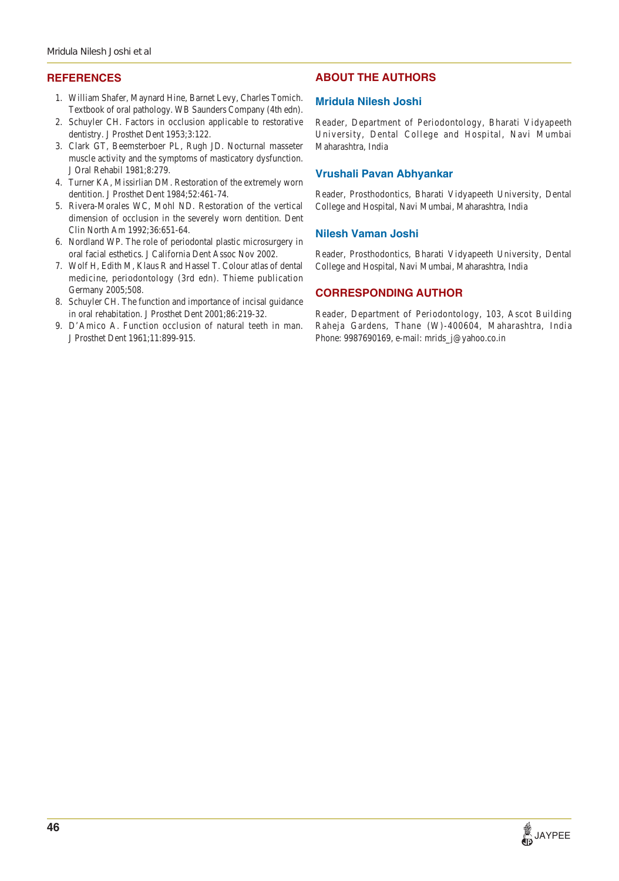## REFERENCES

1. William Shafer, Maynard Hine, Barnet Levy, Charles Tomich. Textbook of oral pathology. WB Saunders Company (4th edn).
2. Schuyler CH. Factors in occlusion applicable to restorative dentistry. J Prosthet Dent 1953;3:122.
3. Clark GT, Beemsterboer PL, Rugh JD. Nocturnal masseter muscle activity and the symptoms of masticatory dysfunction. J Oral Rehabil 1981;8:279.
4. Turner KA, Missirlian DM. Restoration of the extremely worn dentition. J Prosthet Dent 1984;52:461-74.
5. Rivera-Morales WC, Mohl ND. Restoration of the vertical dimension of occlusion in the severely worn dentition. Dent Clin North Am 1992;36:651-64.
6. Nordland WP. The role of periodontal plastic microsurgery in oral facial esthetics. J California Dent Assoc Nov 2002.
7. Wolf H, Edith M, Klaus R and Hassel T. Colour atlas of dental medicine, periodontology (3rd edn). Thieme publication Germany 2005;508.
8. Schuyler CH. The function and importance of incisal guidance in oral rehabitation. J Prosthet Dent 2001;86:219-32.
9. D'Amico A. Function occlusion of natural teeth in man. J Prosthet Dent 1961;11:899-915.

## ABOUT THE AUTHORS

### Mridula Nilesh Joshi

Reader, Department of Periodontology, Bharati Vidyapeeth University, Dental College and Hospital, Navi Mumbai Maharashtra, India

### Vrushali Pavan Abhyankar

Reader, Prosthodontics, Bharati Vidyapeeth University, Dental College and Hospital, Navi Mumbai, Maharashtra, India

### Nilesh Vaman Joshi

Reader, Prosthodontics, Bharati Vidyapeeth University, Dental College and Hospital, Navi Mumbai, Maharashtra, India

## CORRESPONDING AUTHOR

Reader, Department of Periodontology, 103, Ascot Building Raheja Gardens, Thane (W)-400604, Maharashtra, India
Phone: 9987690169, e-mail: mrids_j@yahoo.co.in